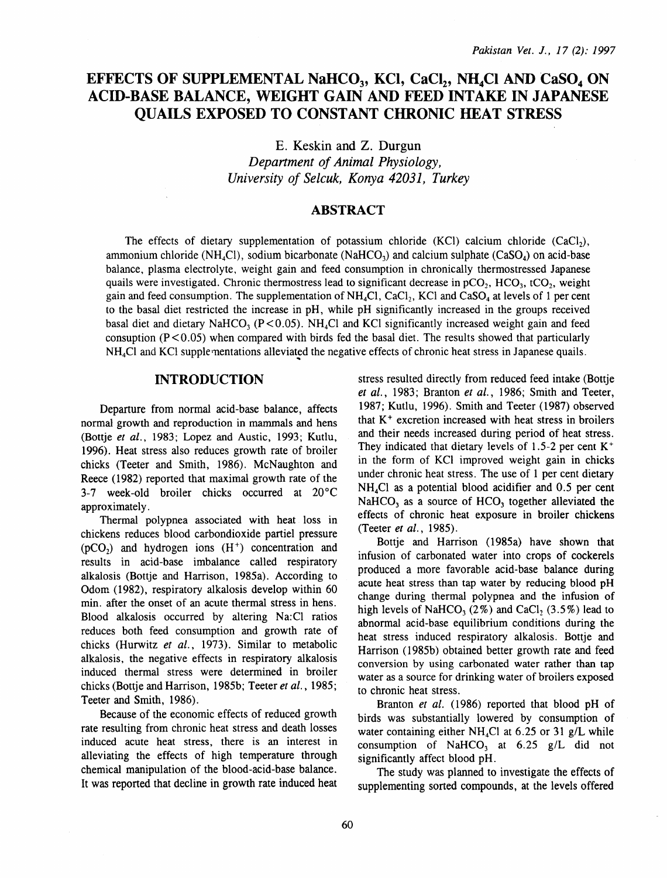# EFFECTS OF SUPPLEMENTAL $NaHCO_3$, KCl, $CaCl_2$, $NH_4Cl$ AND $CaSO_4$ ON ACID-BASE BALANCE, WEIGHT GAIN AND FEED INTAKE IN JAPANESE QUAILS EXPOSED TO CONSTANT CHRONIC HEAT STRESS

E. Keskin and Z. Durgun

*Department of Animal Physiology, University of Selcuk, Konya 42031, Turkey*

## ABSTRACT

The effects of dietary supplementation of potassium chloride (KCl) calcium chloride ($CaCl_2$), ammonium chloride ($NH_4Cl$), sodium bicarbonate ($NaHCO_3$) and calcium sulphate ($CaSO_4$) on acid-base balance, plasma electrolyte, weight gain and feed consumption in chronically thermostressed Japanese quails were investigated. Chronic thermostress lead to significant decrease in $pCO_2$, $HCO_3$, $tCO_2$, weight gain and feed consumption. The supplementation of $NH_4Cl$, $CaCl_2$, KCl and $CaSO_4$ at levels of 1 per cent to the basal diet restricted the increase in pH, while pH significantly increased in the groups received basal diet and dietary $NaHCO_3$ ($P<0.05$). $NH_4Cl$ and KCl significantly increased weight gain and feed consuption ($P<0.05$) when compared with birds fed the basal diet. The results showed that particularly $NH_4Cl$ and KCl supplementations alleviated the negative effects of chronic heat stress in Japanese quails.

## INTRODUCTION

Departure from normal acid-base balance, affects normal growth and reproduction in mammals and hens (Bottje *et al.*, 1983; Lopez and Austic, 1993; Kutlu, 1996). Heat stress also reduces growth rate of broiler chicks (Teeter and Smith, 1986). McNaughton and Reece (1982) reported that maximal growth rate of the 3-7 week-old broiler chicks occurred at 20°C approximately.

Thermal polypnea associated with heat loss in chickens reduces blood carbondioxide partiel pressure ($pCO_2$) and hydrogen ions ($H^+$) concentration and results in acid-base imbalance called respiratory alkalosis (Bottje and Harrison, 1985a). According to Odom (1982), respiratory alkalosis develop within 60 min. after the onset of an acute thermal stress in hens. Blood alkalosis occurred by altering Na:Cl ratios reduces both feed consumption and growth rate of chicks (Hurwitz *et al.*, 1973). Similar to metabolic alkalosis, the negative effects in respiratory alkalosis induced thermal stress were determined in broiler chicks (Bottje and Harrison, 1985b; Teeter *et al.*, 1985; Teeter and Smith, 1986).

Because of the economic effects of reduced growth rate resulting from chronic heat stress and death losses induced acute heat stress, there is an interest in alleviating the effects of high temperature through chemical manipulation of the blood-acid-base balance. It was reported that decline in growth rate induced heat stress resulted directly from reduced feed intake (Bottje *et al.*, 1983; Branton *et al.*, 1986; Smith and Teeter, 1987; Kutlu, 1996). Smith and Teeter (1987) observed that $K^+$ excretion increased with heat stress in broilers and their needs increased during period of heat stress. They indicated that dietary levels of 1.5-2 per cent $K^+$ in the form of KCl improved weight gain in chicks under chronic heat stress. The use of 1 per cent dietary $NH_4Cl$ as a potential blood acidifier and 0.5 per cent $NaHCO_3$ as a source of $HCO_3$ together alleviated the effects of chronic heat exposure in broiler chickens (Teeter *et al.*, 1985).

Bottje and Harrison (1985a) have shown that infusion of carbonated water into crops of cockerels produced a more favorable acid-base balance during acute heat stress than tap water by reducing blood pH change during thermal polypnea and the infusion of high levels of $NaHCO_3$ (2%) and $CaCl_2$ (3.5%) lead to abnormal acid-base equilibrium conditions during the heat stress induced respiratory alkalosis. Bottje and Harrison (1985b) obtained better growth rate and feed conversion by using carbonated water rather than tap water as a source for drinking water of broilers exposed to chronic heat stress.

Branton *et al.* (1986) reported that blood pH of birds was substantially lowered by consumption of water containing either $NH_4Cl$ at 6.25 or 31 g/L while consumption of $NaHCO_3$ at 6.25 g/L did not significantly affect blood pH.

The study was planned to investigate the effects of supplementing sorted compounds, at the levels offered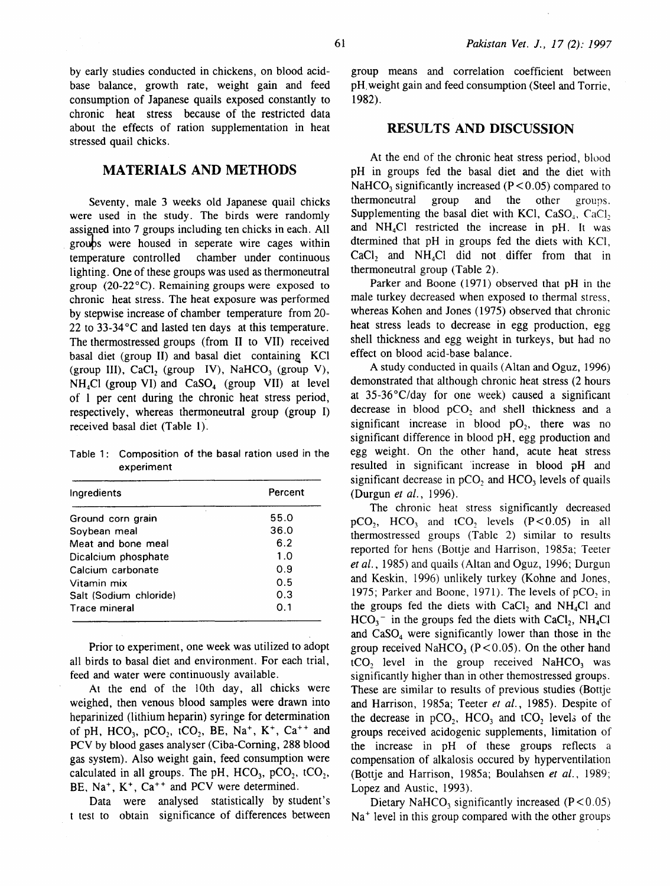by early studies conducted in chickens, on blood acid-base balance, growth rate, weight gain and feed consumption of Japanese quails exposed constantly to chronic heat stress because of the restricted data about the effects of ration supplementation in heat stressed quail chicks.

## MATERIALS AND METHODS

Seventy, male 3 weeks old Japanese quail chicks were used in the study. The birds were randomly assigned into 7 groups including ten chicks in each. All groups were housed in seperate wire cages within temperature controlled chamber under continuous lighting. One of these groups was used as thermoneutral group (20-22°C). Remaining groups were exposed to chronic heat stress. The heat exposure was performed by stepwise increase of chamber temperature from 20-22 to 33-34°C and lasted ten days at this temperature. The thermostressed groups (from II to VII) received basal diet (group II) and basal diet containing KCl (group III), $CaCl_2$ (group IV), $NaHCO_3$ (group V), $NH_4Cl$ (group VI) and $CaSO_4$ (group VII) at level of 1 per cent during the chronic heat stress period, respectively, whereas thermoneutral group (group I) received basal diet (Table 1).

Table 1: Composition of the basal ration used in the experiment

| Ingredients | Percent |
|---|---|
| Ground corn grain | 55.0 |
| Soybean meal | 36.0 |
| Meat and bone meal | 6.2 |
| Dicalcium phosphate | 1.0 |
| Calcium carbonate | 0.9 |
| Vitamin mix | 0.5 |
| Salt (Sodium chloride) | 0.3 |
| Trace mineral | 0.1 |

Prior to experiment, one week was utilized to adopt all birds to basal diet and environment. For each trial, feed and water were continuously available.

At the end of the 10th day, all chicks were weighed, then venous blood samples were drawn into heparinized (lithium heparin) syringe for determination of pH, $HCO_3$, $pCO_2$, $tCO_2$, BE, $Na^+$, $K^+$, $Ca^{++}$ and PCV by blood gases analyser (Ciba-Corning, 288 blood gas system). Also weight gain, feed consumption were calculated in all groups. The pH, $HCO_3$, $pCO_2$, $tCO_2$, BE, $Na^+$, $K^+$, $Ca^{++}$ and PCV were determined.

Data were analysed statistically by student's t test to obtain significance of differences between group means and correlation coefficient between pH, weight gain and feed consumption (Steel and Torrie, 1982).

## RESULTS AND DISCUSSION

At the end of the chronic heat stress period, blood pH in groups fed the basal diet and the diet with $NaHCO_3$ significantly increased ($P<0.05$) compared to thermoneutral group and the other groups. Supplementing the basal diet with KCl, $CaSO_4$, $CaCl_2$ and $NH_4Cl$ restricted the increase in pH. It was dtermined that pH in groups fed the diets with KCl, $CaCl_2$ and $NH_4Cl$ did not differ from that in thermoneutral group (Table 2).

Parker and Boone (1971) observed that pH in the male turkey decreased when exposed to thermal stress, whereas Kohen and Jones (1975) observed that chronic heat stress leads to decrease in egg production, egg shell thickness and egg weight in turkeys, but had no effect on blood acid-base balance.

A study conducted in quails (Altan and Oguz, 1996) demonstrated that although chronic heat stress (2 hours at 35-36°C/day for one week) caused a significant decrease in blood $pCO_2$ and shell thickness and a significant increase in blood $pO_2$, there was no significant difference in blood pH, egg production and egg weight. On the other hand, acute heat stress resulted in significant increase in blood pH and significant decrease in $pCO_2$ and $HCO_3$ levels of quails (Durgun *et al.*, 1996).

The chronic heat stress significantly decreased $pCO_2$, $HCO_3$ and $tCO_2$ levels ($P<0.05$) in all thermostressed groups (Table 2) similar to results reported for hens (Bottje and Harrison, 1985a; Teeter *et al.*, 1985) and quails (Altan and Oguz, 1996; Durgun and Keskin, 1996) unlikely turkey (Kohne and Jones, 1975; Parker and Boone, 1971). The levels of $pCO_2$ in the groups fed the diets with $CaCl_2$ and $NH_4Cl$ and $HCO_3^-$ in the groups fed the diets with $CaCl_2$, $NH_4Cl$ and $CaSO_4$ were significantly lower than those in the group received $NaHCO_3$ ($P<0.05$). On the other hand $tCO_2$ level in the group received $NaHCO_3$ was significantly higher than in other themostressed groups. These are similar to results of previous studies (Bottje and Harrison, 1985a; Teeter *et al.*, 1985). Despite of the decrease in $pCO_2$, $HCO_3$ and $tCO_2$ levels of the groups received acidogenic supplements, limitation of the increase in pH of these groups reflects a compensation of alkalosis occured by hyperventilation (Bottje and Harrison, 1985a; Boulahsen *et al.*, 1989; Lopez and Austic, 1993).

Dietary $NaHCO_3$ significantly increased ($P<0.05$) $Na^+$ level in this group compared with the other groups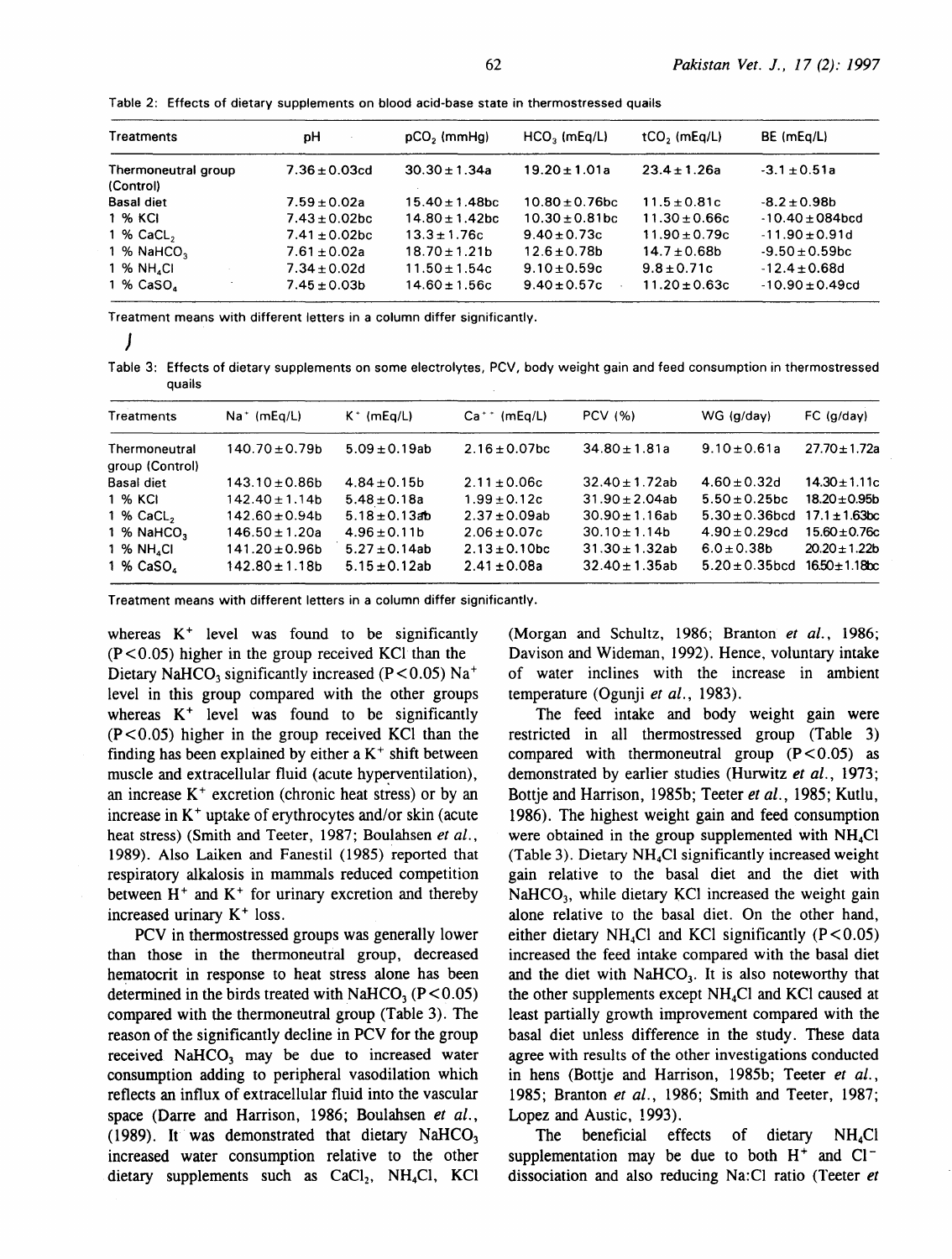Table 2: Effects of dietary supplements on blood acid-base state in thermostressed quails

| Treatments | pH | $pCO_2$ (mmHg) | $HCO_3$ (mEq/L) | $tCO_2$ (mEq/L) | BE (mEq/L) |
|---|---|---|---|---|---|
| Thermoneutral group (Control) | 7.36±0.03cd | 30.30±1.34a | 19.20±1.01a | 23.4±1.26a | -3.1±0.51a |
| Basal diet | 7.59±0.02a | 15.40±1.48bc | 10.80±0.76bc | 11.5±0.81c | -8.2±0.98b |
| 1 % KCl | 7.43±0.02bc | 14.80±1.42bc | 10.30±0.81bc | 11.30±0.66c | -10.40±084bcd |
| 1 % $CaCL_2$ | 7.41±0.02bc | 13.3±1.76c | 9.40±0.73c | 11.90±0.79c | -11.90±0.91d |
| 1 % $NaHCO_3$ | 7.61±0.02a | 18.70±1.21b | 12.6±0.78b | 14.7±0.68b | -9.50±0.59bc |
| 1 % $NH_4Cl$ | 7.34±0.02d | 11.50±1.54c | 9.10±0.59c | 9.8±0.71c | -12.4±0.68d |
| 1 % $CaSO_4$ | 7.45±0.03b | 14.60±1.56c | 9.40±0.57c | 11.20±0.63c | -10.90±0.49cd |

Treatment means with different letters in a column differ significantly.

Table 3: Effects of dietary supplements on some electrolytes, PCV, body weight gain and feed consumption in thermostressed quails

| Treatments | $Na^+$ (mEq/L) | $K^+$ (mEq/L) | $Ca^{++}$ (mEq/L) | PCV (%) | WG (g/day) | FC (g/day) |
|---|---|---|---|---|---|---|
| Thermoneutral group (Control) | 140.70±0.79b | 5.09±0.19ab | 2.16±0.07bc | 34.80±1.81a | 9.10±0.61a | 27.70±1.72a |
| Basal diet | 143.10±0.86b | 4.84±0.15b | 2.11±0.06c | 32.40±1.72ab | 4.60±0.32d | 14.30±1.11c |
| 1 % KCl | 142.40±1.14b | 5.48±0.18a | 1.99±0.12c | 31.90±2.04ab | 5.50±0.25bc | 18.20±0.95b |
| 1 % $CaCL_2$ | 142.60±0.94b | 5.18±0.13ab | 2.37±0.09ab | 30.90±1.16ab | 5.30±0.36bcd | 17.1±1.63bc |
| 1 % $NaHCO_3$ | 146.50±1.20a | 4.96±0.11b | 2.06±0.07c | 30.10±1.14b | 4.90±0.29cd | 15.60±0.76c |
| 1 % $NH_4Cl$ | 141.20±0.96b | 5.27±0.14ab | 2.13±0.10bc | 31.30±1.32ab | 6.0±0.38b | 20.20±1.22b |
| 1 % $CaSO_4$ | 142.80±1.18b | 5.15±0.12ab | 2.41±0.08a | 32.40±1.35ab | 5.20±0.35bcd | 16.50±1.18bc |

Treatment means with different letters in a column differ significantly.

whereas $K^+$ level was found to be significantly ($P<0.05$) higher in the group received KCl than the Dietary $NaHCO_3$ significantly increased ($P<0.05$) $Na^+$ level in this group compared with the other groups whereas $K^+$ level was found to be significantly ($P<0.05$) higher in the group received KCl than the finding has been explained by either a $K^+$ shift between muscle and extracellular fluid (acute hyperventilation), an increase $K^+$ excretion (chronic heat stress) or by an increase in $K^+$ uptake of erythrocytes and/or skin (acute heat stress) (Smith and Teeter, 1987; Boulahsen *et al.*, 1989). Also Laiken and Fanestil (1985) reported that respiratory alkalosis in mammals reduced competition between $H^+$ and $K^+$ for urinary excretion and thereby increased urinary $K^+$ loss.

PCV in thermostressed groups was generally lower than those in the thermoneutral group, decreased hematocrit in response to heat stress alone has been determined in the birds treated with $NaHCO_3$ ($P<0.05$) compared with the thermoneutral group (Table 3). The reason of the significantly decline in PCV for the group received $NaHCO_3$ may be due to increased water consumption adding to peripheral vasodilation which reflects an influx of extracellular fluid into the vascular space (Darre and Harrison, 1986; Boulahsen *et al.*, (1989). It was demonstrated that dietary $NaHCO_3$ increased water consumption relative to the other dietary supplements such as $CaCl_2$, $NH_4Cl$, KCl (Morgan and Schultz, 1986; Branton *et al.*, 1986; Davison and Wideman, 1992). Hence, voluntary intake of water inclines with the increase in ambient temperature (Ogunji *et al.*, 1983).

The feed intake and body weight gain were restricted in all thermostressed group (Table 3) compared with thermoneutral group ($P<0.05$) as demonstrated by earlier studies (Hurwitz *et al.*, 1973; Bottje and Harrison, 1985b; Teeter *et al.*, 1985; Kutlu, 1986). The highest weight gain and feed consumption were obtained in the group supplemented with $NH_4Cl$ (Table 3). Dietary $NH_4Cl$ significantly increased weight gain relative to the basal diet and the diet with $NaHCO_3$, while dietary KCl increased the weight gain alone relative to the basal diet. On the other hand, either dietary $NH_4Cl$ and KCl significantly ($P<0.05$) increased the feed intake compared with the basal diet and the diet with $NaHCO_3$. It is also noteworthy that the other supplements except $NH_4Cl$ and KCl caused at least partially growth improvement compared with the basal diet unless difference in the study. These data agree with results of the other investigations conducted in hens (Bottje and Harrison, 1985b; Teeter *et al.*, 1985; Branton *et al.*, 1986; Smith and Teeter, 1987; Lopez and Austic, 1993).

The beneficial effects of dietary $NH_4Cl$ supplementation may be due to both $H^+$ and $Cl^-$ dissociation and also reducing Na:Cl ratio (Teeter *et*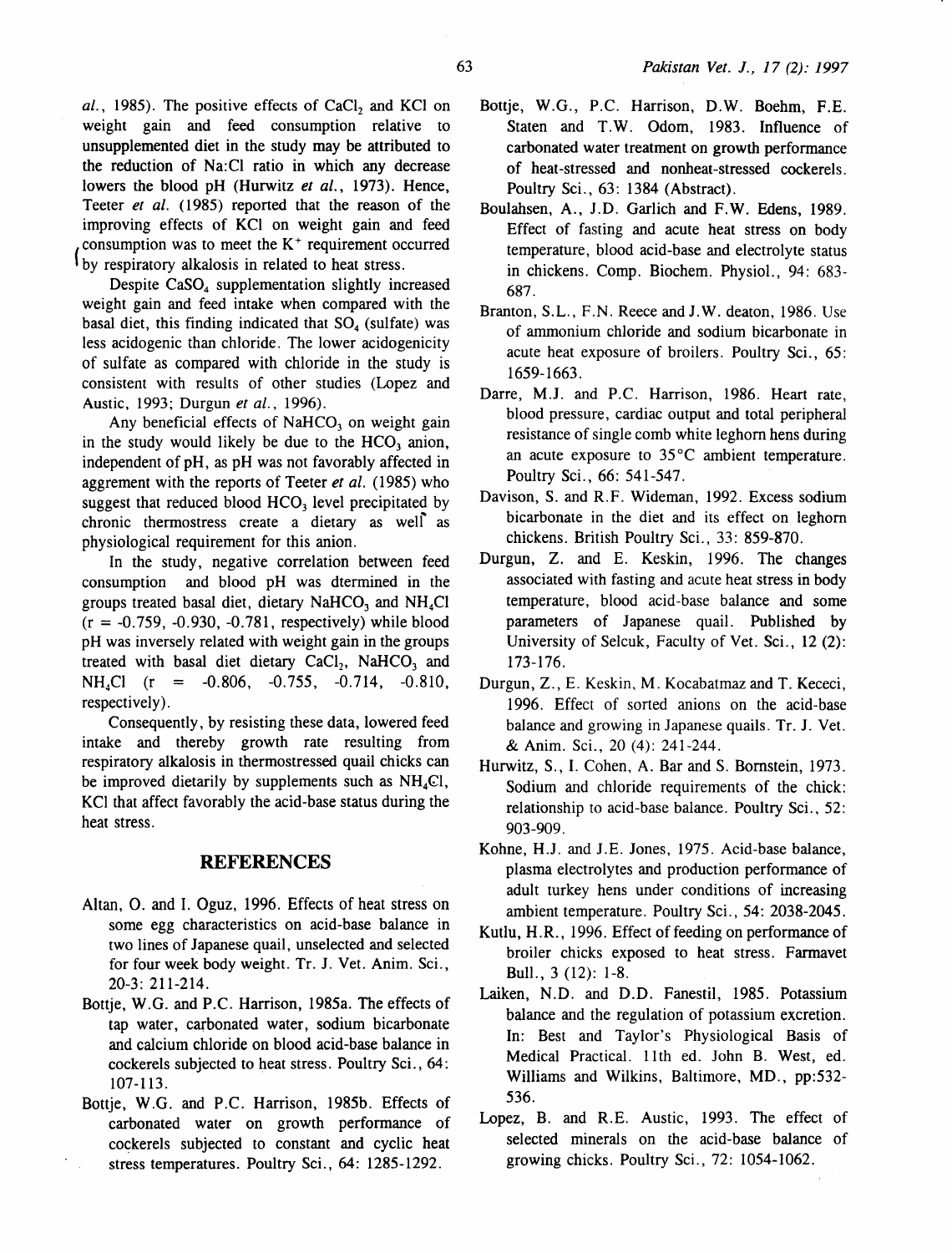al., 1985). The positive effects of $CaCl_2$ and KCl on weight gain and feed consumption relative to unsupplemented diet in the study may be attributed to the reduction of Na:Cl ratio in which any decrease lowers the blood pH (Hurwitz *et al.*, 1973). Hence, Teeter *et al.* (1985) reported that the reason of the improving effects of KCl on weight gain and feed consumption was to meet the $K^+$ requirement occurred by respiratory alkalosis in related to heat stress.

Despite $CaSO_4$ supplementation slightly increased weight gain and feed intake when compared with the basal diet, this finding indicated that $SO_4$ (sulfate) was less acidogenic than chloride. The lower acidogenicity of sulfate as compared with chloride in the study is consistent with results of other studies (Lopez and Austic, 1993; Durgun *et al.*, 1996).

Any beneficial effects of $NaHCO_3$ on weight gain in the study would likely be due to the $HCO_3$ anion, independent of pH, as pH was not favorably affected in aggrement with the reports of Teeter *et al.* (1985) who suggest that reduced blood $HCO_3$ level precipitated by chronic thermostress create a dietary as well as physiological requirement for this anion.

In the study, negative correlation between feed consumption and blood pH was dtermined in the groups treated basal diet, dietary $NaHCO_3$ and $NH_4Cl$ ($r = -0.759, -0.930, -0.781$, respectively) while blood pH was inversely related with weight gain in the groups treated with basal diet dietary $CaCl_2$, $NaHCO_3$ and $NH_4Cl$ ($r = -0.806, -0.755, -0.714, -0.810$, respectively).

Consequently, by resisting these data, lowered feed intake and thereby growth rate resulting from respiratory alkalosis in thermostressed quail chicks can be improved dietarily by supplements such as $NH_4Cl$, KCl that affect favorably the acid-base status during the heat stress.

## REFERENCES

Altan, O. and I. Oguz, 1996. Effects of heat stress on some egg characteristics on acid-base balance in two lines of Japanese quail, unselected and selected for four week body weight. Tr. J. Vet. Anim. Sci., 20-3: 211-214.

Bottje, W.G. and P.C. Harrison, 1985a. The effects of tap water, carbonated water, sodium bicarbonate and calcium chloride on blood acid-base balance in cockerels subjected to heat stress. Poultry Sci., 64: 107-113.

Bottje, W.G. and P.C. Harrison, 1985b. Effects of carbonated water on growth performance of cockerels subjected to constant and cyclic heat stress temperatures. Poultry Sci., 64: 1285-1292.

Bottje, W.G., P.C. Harrison, D.W. Boehm, F.E. Staten and T.W. Odom, 1983. Influence of carbonated water treatment on growth performance of heat-stressed and nonheat-stressed cockerels. Poultry Sci., 63: 1384 (Abstract).

Boulahsen, A., J.D. Garlich and F.W. Edens, 1989. Effect of fasting and acute heat stress on body temperature, blood acid-base and electrolyte status in chickens. Comp. Biochem. Physiol., 94: 683-687.

Branton, S.L., F.N. Reece and J.W. deaton, 1986. Use of ammonium chloride and sodium bicarbonate in acute heat exposure of broilers. Poultry Sci., 65: 1659-1663.

Darre, M.J. and P.C. Harrison, 1986. Heart rate, blood pressure, cardiac output and total peripheral resistance of single comb white leghorn hens during an acute exposure to 35°C ambient temperature. Poultry Sci., 66: 541-547.

Davison, S. and R.F. Wideman, 1992. Excess sodium bicarbonate in the diet and its effect on leghorn chickens. British Poultry Sci., 33: 859-870.

Durgun, Z. and E. Keskin, 1996. The changes associated with fasting and acute heat stress in body temperature, blood acid-base balance and some parameters of Japanese quail. Published by University of Selcuk, Faculty of Vet. Sci., 12 (2): 173-176.

Durgun, Z., E. Keskin, M. Kocabatmaz and T. Kececi, 1996. Effect of sorted anions on the acid-base balance and growing in Japanese quails. Tr. J. Vet. & Anim. Sci., 20 (4): 241-244.

Hurwitz, S., I. Cohen, A. Bar and S. Bornstein, 1973. Sodium and chloride requirements of the chick: relationship to acid-base balance. Poultry Sci., 52: 903-909.

Kohne, H.J. and J.E. Jones, 1975. Acid-base balance, plasma electrolytes and production performance of adult turkey hens under conditions of increasing ambient temperature. Poultry Sci., 54: 2038-2045.

Kutlu, H.R., 1996. Effect of feeding on performance of broiler chicks exposed to heat stress. Farmavet Bull., 3 (12): 1-8.

Laiken, N.D. and D.D. Fanestil, 1985. Potassium balance and the regulation of potassium excretion. In: Best and Taylor's Physiological Basis of Medical Practical. 11th ed. John B. West, ed. Williams and Wilkins, Baltimore, MD., pp:532-536.

Lopez, B. and R.E. Austic, 1993. The effect of selected minerals on the acid-base balance of growing chicks. Poultry Sci., 72: 1054-1062.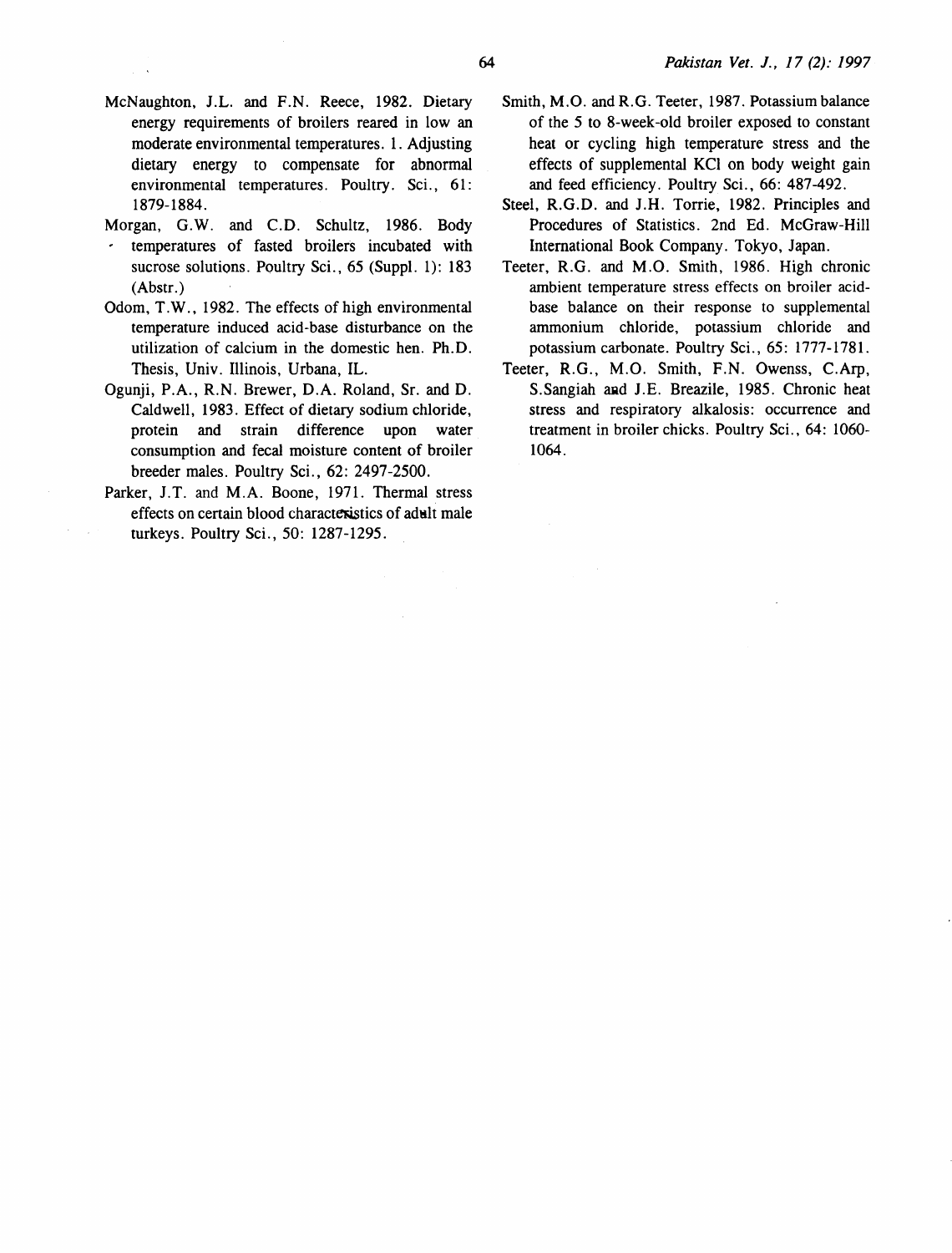McNaughton, J.L. and F.N. Reece, 1982. Dietary energy requirements of broilers reared in low an moderate environmental temperatures. 1. Adjusting dietary energy to compensate for abnormal environmental temperatures. Poultry. Sci., 61: 1879-1884.

Morgan, G.W. and C.D. Schultz, 1986. Body temperatures of fasted broilers incubated with sucrose solutions. Poultry Sci., 65 (Suppl. 1): 183 (Abstr.)

Odom, T.W., 1982. The effects of high environmental temperature induced acid-base disturbance on the utilization of calcium in the domestic hen. Ph.D. Thesis, Univ. Illinois, Urbana, IL.

Ogunji, P.A., R.N. Brewer, D.A. Roland, Sr. and D. Caldwell, 1983. Effect of dietary sodium chloride, protein and strain difference upon water consumption and fecal moisture content of broiler breeder males. Poultry Sci., 62: 2497-2500.

Parker, J.T. and M.A. Boone, 1971. Thermal stress effects on certain blood characteristics of adult male turkeys. Poultry Sci., 50: 1287-1295.

Smith, M.O. and R.G. Teeter, 1987. Potassium balance of the 5 to 8-week-old broiler exposed to constant heat or cycling high temperature stress and the effects of supplemental KCl on body weight gain and feed efficiency. Poultry Sci., 66: 487-492.

Steel, R.G.D. and J.H. Torrie, 1982. Principles and Procedures of Statistics. 2nd Ed. McGraw-Hill International Book Company. Tokyo, Japan.

Teeter, R.G. and M.O. Smith, 1986. High chronic ambient temperature stress effects on broiler acid-base balance on their response to supplemental ammonium chloride, potassium chloride and potassium carbonate. Poultry Sci., 65: 1777-1781.

Teeter, R.G., M.O. Smith, F.N. Owenss, C.Arp, S.Sangiah and J.E. Breazile, 1985. Chronic heat stress and respiratory alkalosis: occurrence and treatment in broiler chicks. Poultry Sci., 64: 1060-1064.